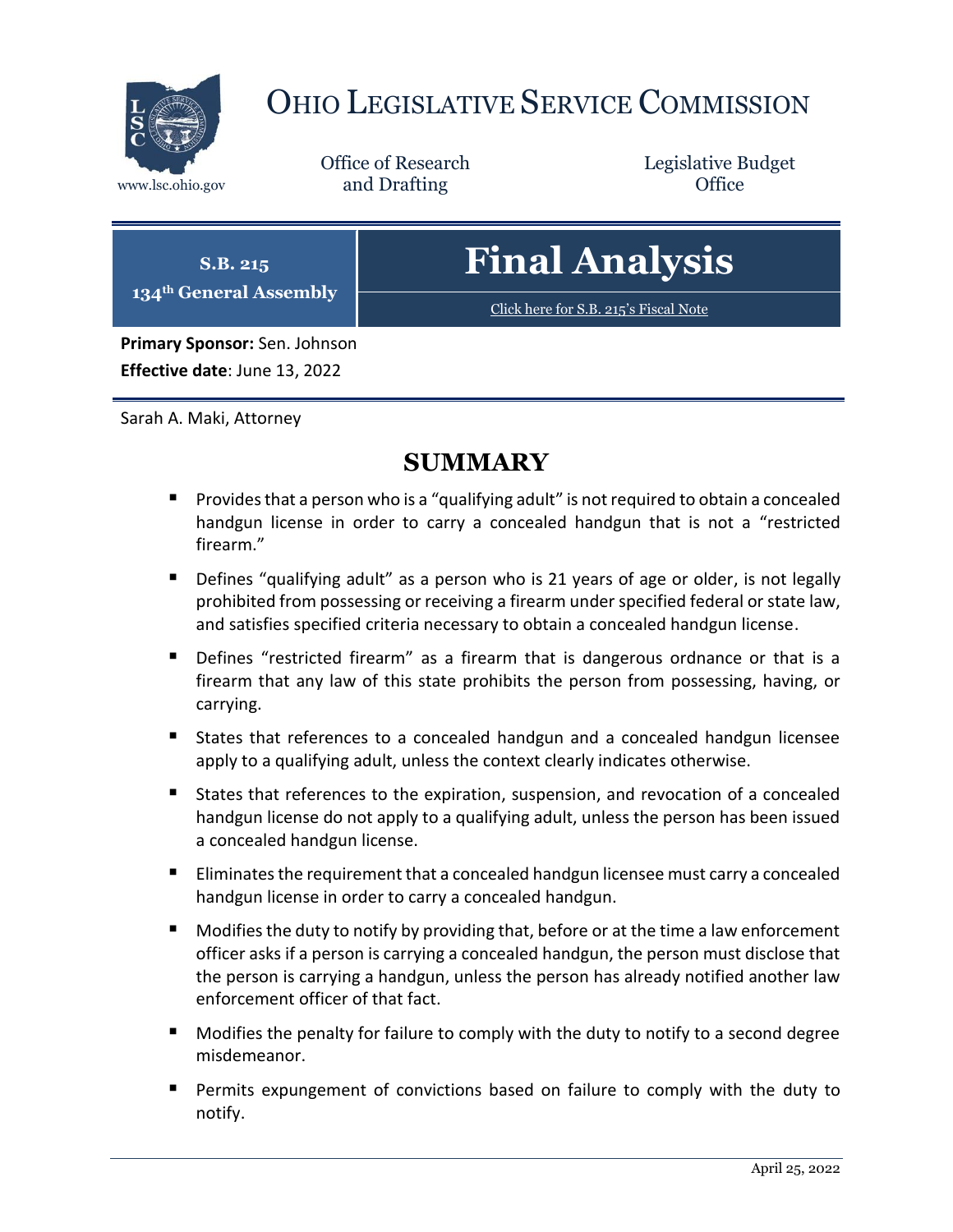# OHIO LEGISLATIVE SERVICE COMMISSION

www.lsc.ohio.gov

Office of Research and Drafting

Legislative Budget Office

**S.B. 215**
**134th General Assembly**

# Final Analysis

Click here for S.B. 215's Fiscal Note

**Primary Sponsor:** Sen. Johnson
**Effective date**: June 13, 2022

Sarah A. Maki, Attorney

## SUMMARY

- Provides that a person who is a "qualifying adult" is not required to obtain a concealed handgun license in order to carry a concealed handgun that is not a "restricted firearm."
- Defines "qualifying adult" as a person who is 21 years of age or older, is not legally prohibited from possessing or receiving a firearm under specified federal or state law, and satisfies specified criteria necessary to obtain a concealed handgun license.
- Defines "restricted firearm" as a firearm that is dangerous ordnance or that is a firearm that any law of this state prohibits the person from possessing, having, or carrying.
- States that references to a concealed handgun and a concealed handgun licensee apply to a qualifying adult, unless the context clearly indicates otherwise.
- States that references to the expiration, suspension, and revocation of a concealed handgun license do not apply to a qualifying adult, unless the person has been issued a concealed handgun license.
- Eliminates the requirement that a concealed handgun licensee must carry a concealed handgun license in order to carry a concealed handgun.
- Modifies the duty to notify by providing that, before or at the time a law enforcement officer asks if a person is carrying a concealed handgun, the person must disclose that the person is carrying a handgun, unless the person has already notified another law enforcement officer of that fact.
- Modifies the penalty for failure to comply with the duty to notify to a second degree misdemeanor.
- Permits expungement of convictions based on failure to comply with the duty to notify.

April 25, 2022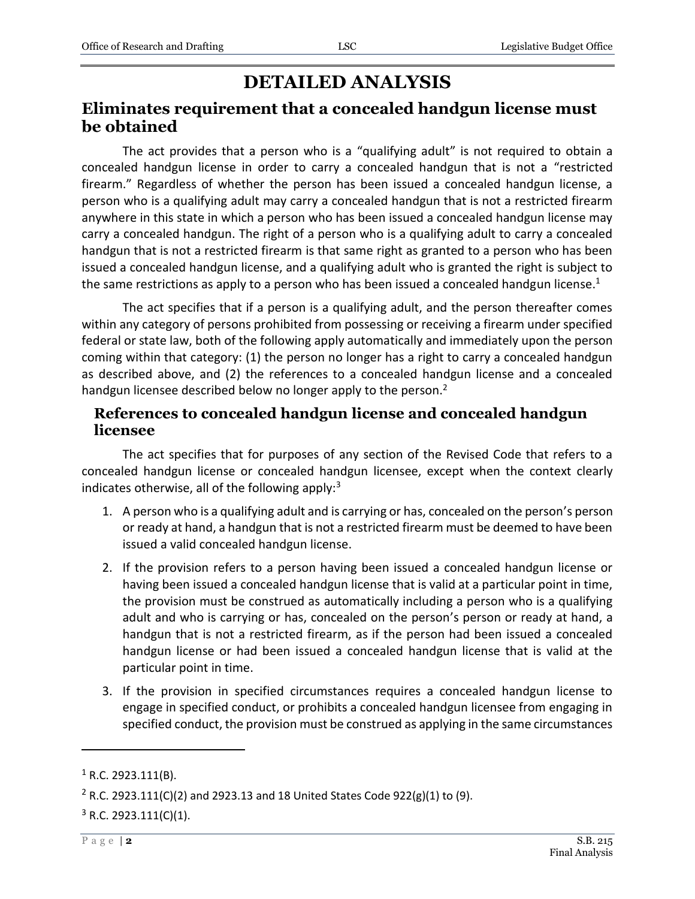# DETAILED ANALYSIS

## Eliminates requirement that a concealed handgun license must be obtained

The act provides that a person who is a "qualifying adult" is not required to obtain a concealed handgun license in order to carry a concealed handgun that is not a "restricted firearm." Regardless of whether the person has been issued a concealed handgun license, a person who is a qualifying adult may carry a concealed handgun that is not a restricted firearm anywhere in this state in which a person who has been issued a concealed handgun license may carry a concealed handgun. The right of a person who is a qualifying adult to carry a concealed handgun that is not a restricted firearm is that same right as granted to a person who has been issued a concealed handgun license, and a qualifying adult who is granted the right is subject to the same restrictions as apply to a person who has been issued a concealed handgun license.[1]

The act specifies that if a person is a qualifying adult, and the person thereafter comes within any category of persons prohibited from possessing or receiving a firearm under specified federal or state law, both of the following apply automatically and immediately upon the person coming within that category: (1) the person no longer has a right to carry a concealed handgun as described above, and (2) the references to a concealed handgun license and a concealed handgun licensee described below no longer apply to the person.[2]

### References to concealed handgun license and concealed handgun licensee

The act specifies that for purposes of any section of the Revised Code that refers to a concealed handgun license or concealed handgun licensee, except when the context clearly indicates otherwise, all of the following apply:[3]

1. A person who is a qualifying adult and is carrying or has, concealed on the person's person or ready at hand, a handgun that is not a restricted firearm must be deemed to have been issued a valid concealed handgun license.
2. If the provision refers to a person having been issued a concealed handgun license or having been issued a concealed handgun license that is valid at a particular point in time, the provision must be construed as automatically including a person who is a qualifying adult and who is carrying or has, concealed on the person's person or ready at hand, a handgun that is not a restricted firearm, as if the person had been issued a concealed handgun license or had been issued a concealed handgun license that is valid at the particular point in time.
3. If the provision in specified circumstances requires a concealed handgun license to engage in specified conduct, or prohibits a concealed handgun licensee from engaging in specified conduct, the provision must be construed as applying in the same circumstances

---

[1] R.C. 2923.111(B).

[2] R.C. 2923.111(C)(2) and 2923.13 and 18 United States Code 922(g)(1) to (9).

[3] R.C. 2923.111(C)(1).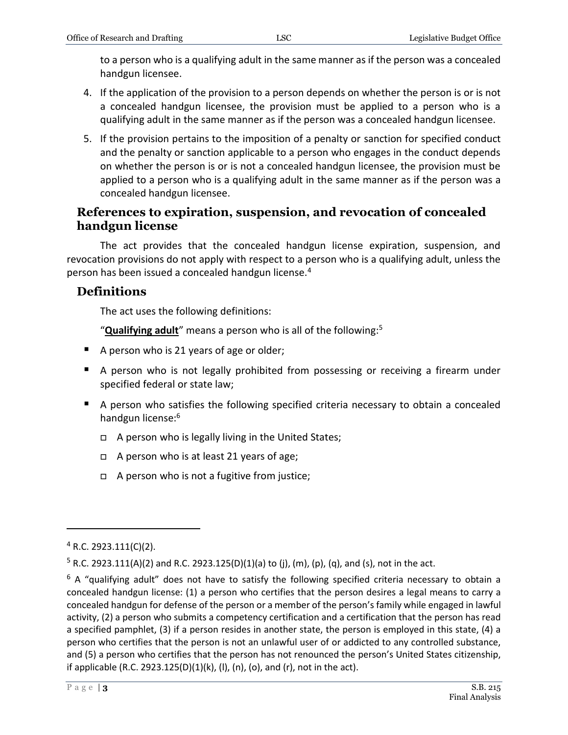to a person who is a qualifying adult in the same manner as if the person was a concealed handgun licensee.

4. If the application of the provision to a person depends on whether the person is or is not a concealed handgun licensee, the provision must be applied to a person who is a qualifying adult in the same manner as if the person was a concealed handgun licensee.
5. If the provision pertains to the imposition of a penalty or sanction for specified conduct and the penalty or sanction applicable to a person who engages in the conduct depends on whether the person is or is not a concealed handgun licensee, the provision must be applied to a person who is a qualifying adult in the same manner as if the person was a concealed handgun licensee.

## References to expiration, suspension, and revocation of concealed handgun license

The act provides that the concealed handgun license expiration, suspension, and revocation provisions do not apply with respect to a person who is a qualifying adult, unless the person has been issued a concealed handgun license.[4]

## Definitions

The act uses the following definitions:

"**Qualifying adult**" means a person who is all of the following:[5]

- A person who is 21 years of age or older;
- A person who is not legally prohibited from possessing or receiving a firearm under specified federal or state law;
- A person who satisfies the following specified criteria necessary to obtain a concealed handgun license:[6]
  - A person who is legally living in the United States;
  - A person who is at least 21 years of age;
  - A person who is not a fugitive from justice;

---

[4] R.C. 2923.111(C)(2).

[5] R.C. 2923.111(A)(2) and R.C. 2923.125(D)(1)(a) to (j), (m), (p), (q), and (s), not in the act.

[6] A "qualifying adult" does not have to satisfy the following specified criteria necessary to obtain a concealed handgun license: (1) a person who certifies that the person desires a legal means to carry a concealed handgun for defense of the person or a member of the person's family while engaged in lawful activity, (2) a person who submits a competency certification and a certification that the person has read a specified pamphlet, (3) if a person resides in another state, the person is employed in this state, (4) a person who certifies that the person is not an unlawful user of or addicted to any controlled substance, and (5) a person who certifies that the person has not renounced the person's United States citizenship, if applicable (R.C. 2923.125(D)(1)(k), (l), (n), (o), and (r), not in the act).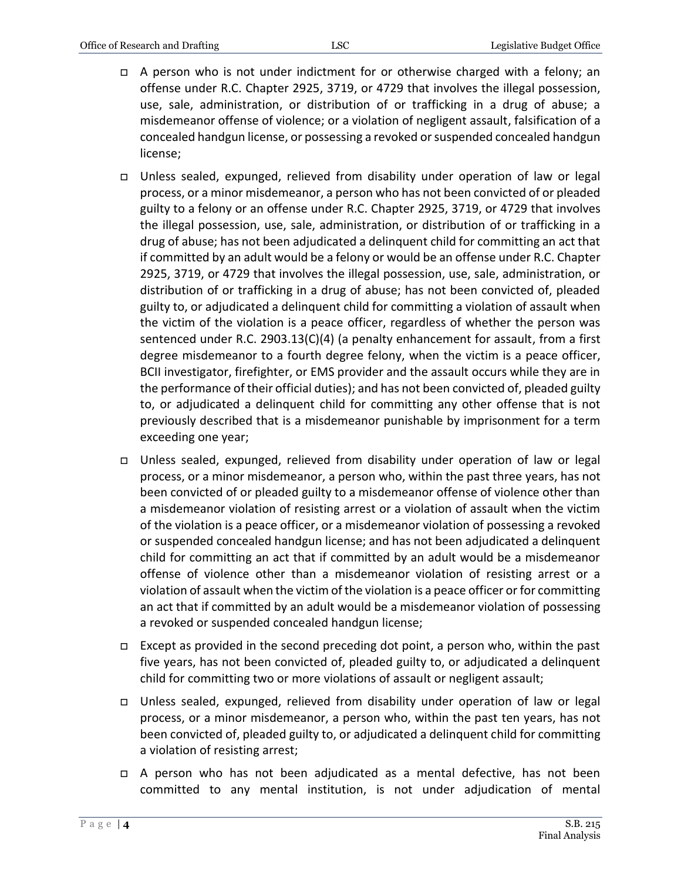- A person who is not under indictment for or otherwise charged with a felony; an offense under R.C. Chapter 2925, 3719, or 4729 that involves the illegal possession, use, sale, administration, or distribution of or trafficking in a drug of abuse; a misdemeanor offense of violence; or a violation of negligent assault, falsification of a concealed handgun license, or possessing a revoked or suspended concealed handgun license;
- Unless sealed, expunged, relieved from disability under operation of law or legal process, or a minor misdemeanor, a person who has not been convicted of or pleaded guilty to a felony or an offense under R.C. Chapter 2925, 3719, or 4729 that involves the illegal possession, use, sale, administration, or distribution of or trafficking in a drug of abuse; has not been adjudicated a delinquent child for committing an act that if committed by an adult would be a felony or would be an offense under R.C. Chapter 2925, 3719, or 4729 that involves the illegal possession, use, sale, administration, or distribution of or trafficking in a drug of abuse; has not been convicted of, pleaded guilty to, or adjudicated a delinquent child for committing a violation of assault when the victim of the violation is a peace officer, regardless of whether the person was sentenced under R.C. 2903.13(C)(4) (a penalty enhancement for assault, from a first degree misdemeanor to a fourth degree felony, when the victim is a peace officer, BCII investigator, firefighter, or EMS provider and the assault occurs while they are in the performance of their official duties); and has not been convicted of, pleaded guilty to, or adjudicated a delinquent child for committing any other offense that is not previously described that is a misdemeanor punishable by imprisonment for a term exceeding one year;
- Unless sealed, expunged, relieved from disability under operation of law or legal process, or a minor misdemeanor, a person who, within the past three years, has not been convicted of or pleaded guilty to a misdemeanor offense of violence other than a misdemeanor violation of resisting arrest or a violation of assault when the victim of the violation is a peace officer, or a misdemeanor violation of possessing a revoked or suspended concealed handgun license; and has not been adjudicated a delinquent child for committing an act that if committed by an adult would be a misdemeanor offense of violence other than a misdemeanor violation of resisting arrest or a violation of assault when the victim of the violation is a peace officer or for committing an act that if committed by an adult would be a misdemeanor violation of possessing a revoked or suspended concealed handgun license;
- Except as provided in the second preceding dot point, a person who, within the past five years, has not been convicted of, pleaded guilty to, or adjudicated a delinquent child for committing two or more violations of assault or negligent assault;
- Unless sealed, expunged, relieved from disability under operation of law or legal process, or a minor misdemeanor, a person who, within the past ten years, has not been convicted of, pleaded guilty to, or adjudicated a delinquent child for committing a violation of resisting arrest;
- A person who has not been adjudicated as a mental defective, has not been committed to any mental institution, is not under adjudication of mental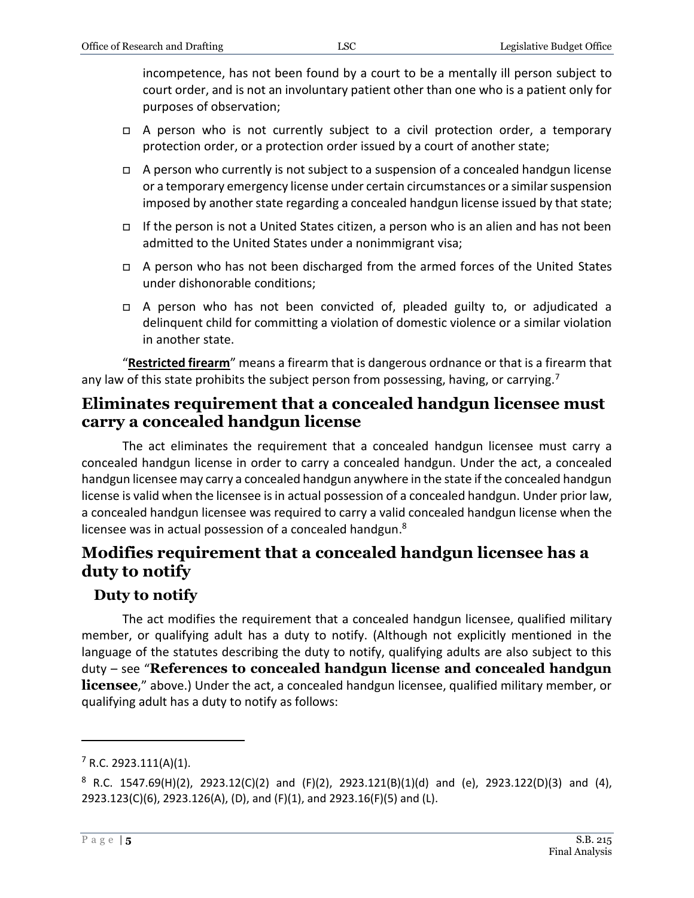incompetence, has not been found by a court to be a mentally ill person subject to court order, and is not an involuntary patient other than one who is a patient only for purposes of observation;

- A person who is not currently subject to a civil protection order, a temporary protection order, or a protection order issued by a court of another state;
- A person who currently is not subject to a suspension of a concealed handgun license or a temporary emergency license under certain circumstances or a similar suspension imposed by another state regarding a concealed handgun license issued by that state;
- If the person is not a United States citizen, a person who is an alien and has not been admitted to the United States under a nonimmigrant visa;
- A person who has not been discharged from the armed forces of the United States under dishonorable conditions;
- A person who has not been convicted of, pleaded guilty to, or adjudicated a delinquent child for committing a violation of domestic violence or a similar violation in another state.

"**Restricted firearm**" means a firearm that is dangerous ordnance or that is a firearm that any law of this state prohibits the subject person from possessing, having, or carrying.[7]

## Eliminates requirement that a concealed handgun licensee must carry a concealed handgun license

The act eliminates the requirement that a concealed handgun licensee must carry a concealed handgun license in order to carry a concealed handgun. Under the act, a concealed handgun licensee may carry a concealed handgun anywhere in the state if the concealed handgun license is valid when the licensee is in actual possession of a concealed handgun. Under prior law, a concealed handgun licensee was required to carry a valid concealed handgun license when the licensee was in actual possession of a concealed handgun.[8]

## Modifies requirement that a concealed handgun licensee has a duty to notify

### Duty to notify

The act modifies the requirement that a concealed handgun licensee, qualified military member, or qualifying adult has a duty to notify. (Although not explicitly mentioned in the language of the statutes describing the duty to notify, qualifying adults are also subject to this duty – see "**References to concealed handgun license and concealed handgun licensee**," above.) Under the act, a concealed handgun licensee, qualified military member, or qualifying adult has a duty to notify as follows:

---

[7] R.C. 2923.111(A)(1).

[8] R.C. 1547.69(H)(2), 2923.12(C)(2) and (F)(2), 2923.121(B)(1)(d) and (e), 2923.122(D)(3) and (4), 2923.123(C)(6), 2923.126(A), (D), and (F)(1), and 2923.16(F)(5) and (L).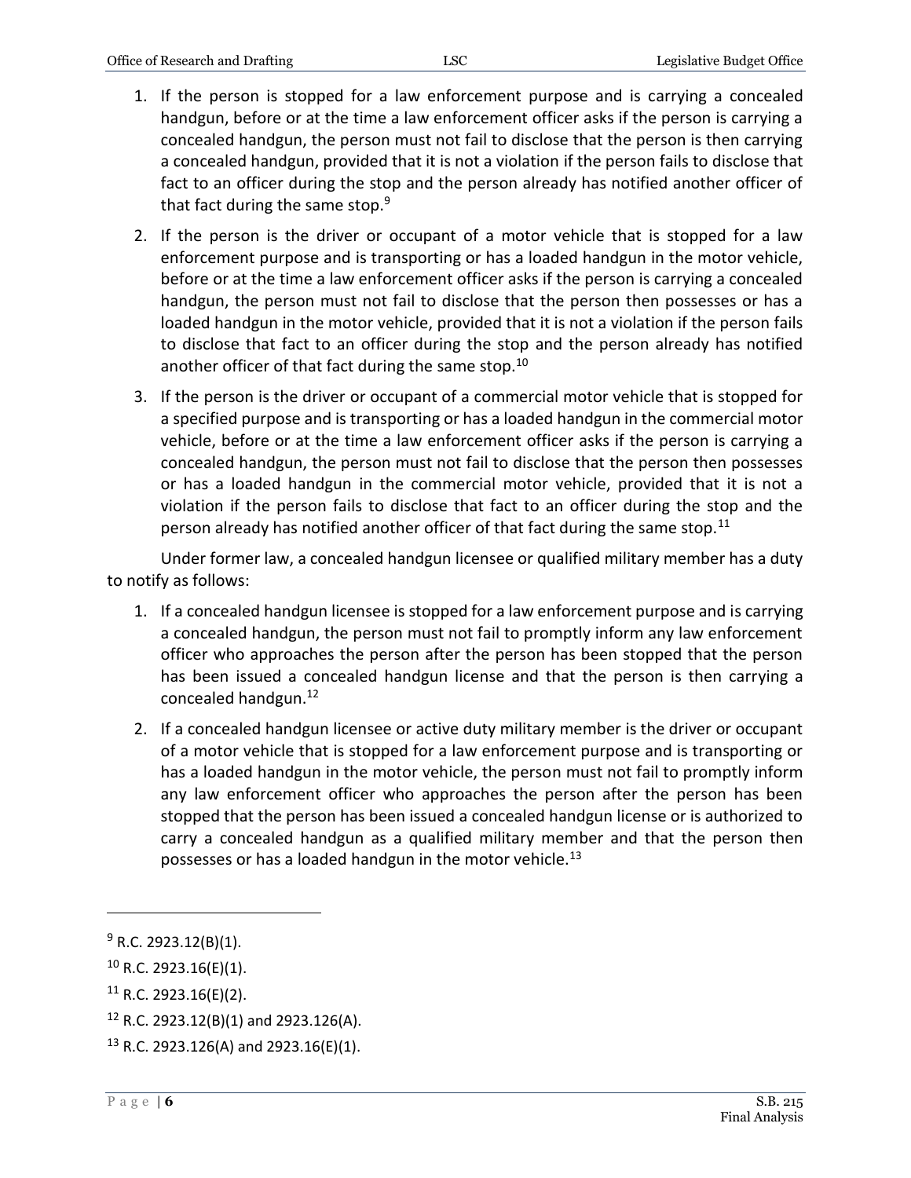1. If the person is stopped for a law enforcement purpose and is carrying a concealed handgun, before or at the time a law enforcement officer asks if the person is carrying a concealed handgun, the person must not fail to disclose that the person is then carrying a concealed handgun, provided that it is not a violation if the person fails to disclose that fact to an officer during the stop and the person already has notified another officer of that fact during the same stop.[9]

2. If the person is the driver or occupant of a motor vehicle that is stopped for a law enforcement purpose and is transporting or has a loaded handgun in the motor vehicle, before or at the time a law enforcement officer asks if the person is carrying a concealed handgun, the person must not fail to disclose that the person then possesses or has a loaded handgun in the motor vehicle, provided that it is not a violation if the person fails to disclose that fact to an officer during the stop and the person already has notified another officer of that fact during the same stop.[10]

3. If the person is the driver or occupant of a commercial motor vehicle that is stopped for a specified purpose and is transporting or has a loaded handgun in the commercial motor vehicle, before or at the time a law enforcement officer asks if the person is carrying a concealed handgun, the person must not fail to disclose that the person then possesses or has a loaded handgun in the commercial motor vehicle, provided that it is not a violation if the person fails to disclose that fact to an officer during the stop and the person already has notified another officer of that fact during the same stop.[11]

Under former law, a concealed handgun licensee or qualified military member has a duty to notify as follows:

1. If a concealed handgun licensee is stopped for a law enforcement purpose and is carrying a concealed handgun, the person must not fail to promptly inform any law enforcement officer who approaches the person after the person has been stopped that the person has been issued a concealed handgun license and that the person is then carrying a concealed handgun.[12]

2. If a concealed handgun licensee or active duty military member is the driver or occupant of a motor vehicle that is stopped for a law enforcement purpose and is transporting or has a loaded handgun in the motor vehicle, the person must not fail to promptly inform any law enforcement officer who approaches the person after the person has been stopped that the person has been issued a concealed handgun license or is authorized to carry a concealed handgun as a qualified military member and that the person then possesses or has a loaded handgun in the motor vehicle.[13]

---

[9] R.C. 2923.12(B)(1).

[10] R.C. 2923.16(E)(1).

[11] R.C. 2923.16(E)(2).

[12] R.C. 2923.12(B)(1) and 2923.126(A).

[13] R.C. 2923.126(A) and 2923.16(E)(1).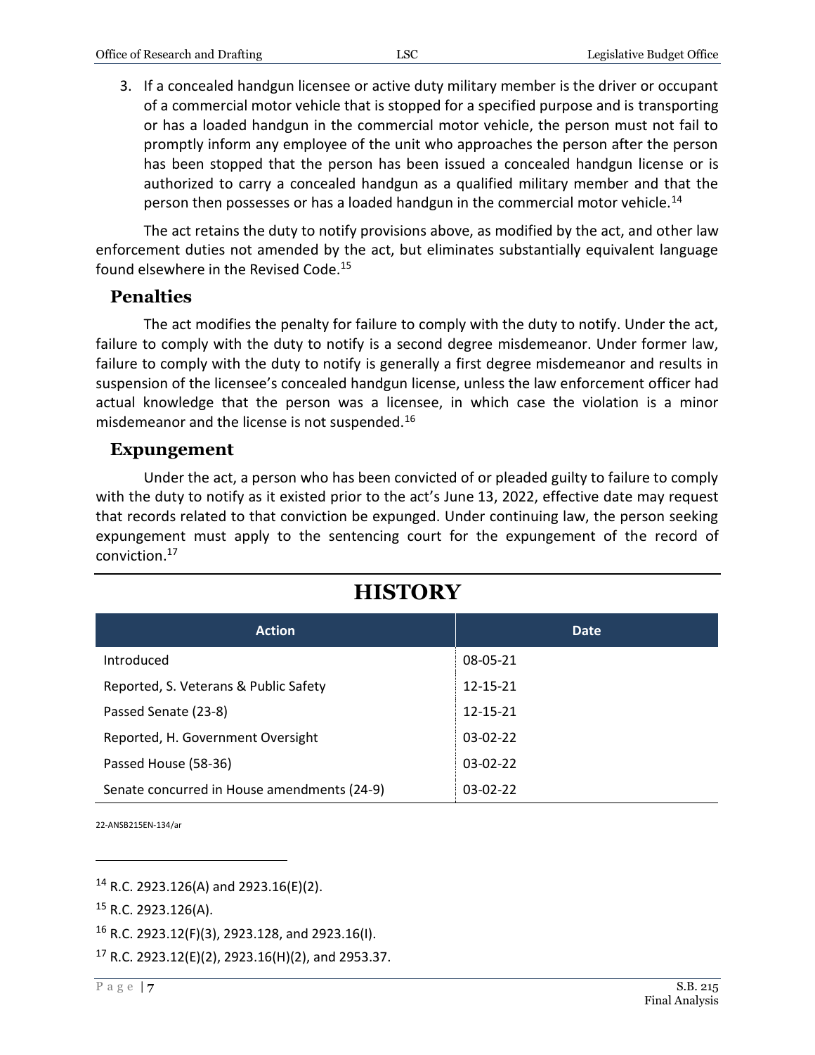3. If a concealed handgun licensee or active duty military member is the driver or occupant of a commercial motor vehicle that is stopped for a specified purpose and is transporting or has a loaded handgun in the commercial motor vehicle, the person must not fail to promptly inform any employee of the unit who approaches the person after the person has been stopped that the person has been issued a concealed handgun license or is authorized to carry a concealed handgun as a qualified military member and that the person then possesses or has a loaded handgun in the commercial motor vehicle.[14]

The act retains the duty to notify provisions above, as modified by the act, and other law enforcement duties not amended by the act, but eliminates substantially equivalent language found elsewhere in the Revised Code.[15]

## Penalties

The act modifies the penalty for failure to comply with the duty to notify. Under the act, failure to comply with the duty to notify is a second degree misdemeanor. Under former law, failure to comply with the duty to notify is generally a first degree misdemeanor and results in suspension of the licensee's concealed handgun license, unless the law enforcement officer had actual knowledge that the person was a licensee, in which case the violation is a minor misdemeanor and the license is not suspended.[16]

## Expungement

Under the act, a person who has been convicted of or pleaded guilty to failure to comply with the duty to notify as it existed prior to the act's June 13, 2022, effective date may request that records related to that conviction be expunged. Under continuing law, the person seeking expungement must apply to the sentencing court for the expungement of the record of conviction.[17]

# HISTORY

| Action | Date |
|---|---|
| Introduced | 08-05-21 |
| Reported, S. Veterans & Public Safety | 12-15-21 |
| Passed Senate (23-8) | 12-15-21 |
| Reported, H. Government Oversight | 03-02-22 |
| Passed House (58-36) | 03-02-22 |
| Senate concurred in House amendments (24-9) | 03-02-22 |

22-ANSB215EN-134/ar

[14] R.C. 2923.126(A) and 2923.16(E)(2).

[15] R.C. 2923.126(A).

[16] R.C. 2923.12(F)(3), 2923.128, and 2923.16(I).

[17] R.C. 2923.12(E)(2), 2923.16(H)(2), and 2953.37.